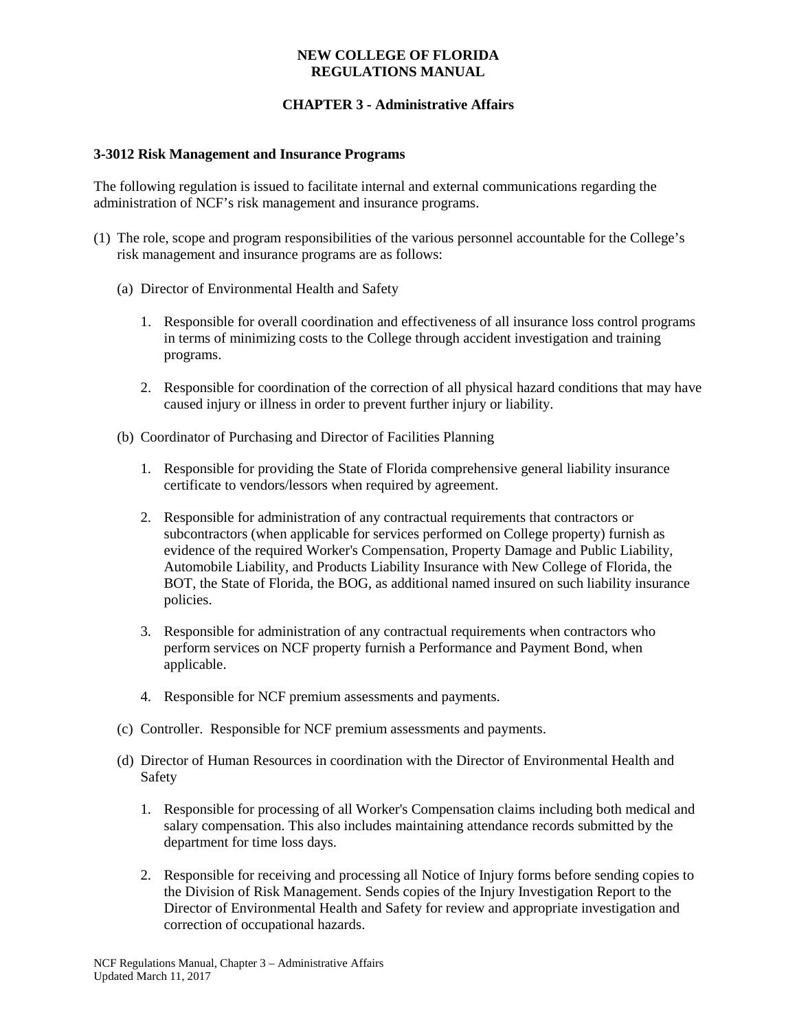# NEW COLLEGE OF FLORIDA
# REGULATIONS MANUAL

## CHAPTER 3 - Administrative Affairs

### 3-3012 Risk Management and Insurance Programs

The following regulation is issued to facilitate internal and external communications regarding the administration of NCF's risk management and insurance programs.

(1) The role, scope and program responsibilities of the various personnel accountable for the College's risk management and insurance programs are as follows:

   (a) Director of Environmental Health and Safety

      1. Responsible for overall coordination and effectiveness of all insurance loss control programs in terms of minimizing costs to the College through accident investigation and training programs.

      2. Responsible for coordination of the correction of all physical hazard conditions that may have caused injury or illness in order to prevent further injury or liability.

   (b) Coordinator of Purchasing and Director of Facilities Planning

      1. Responsible for providing the State of Florida comprehensive general liability insurance certificate to vendors/lessors when required by agreement.

      2. Responsible for administration of any contractual requirements that contractors or subcontractors (when applicable for services performed on College property) furnish as evidence of the required Worker's Compensation, Property Damage and Public Liability, Automobile Liability, and Products Liability Insurance with New College of Florida, the BOT, the State of Florida, the BOG, as additional named insured on such liability insurance policies.

      3. Responsible for administration of any contractual requirements when contractors who perform services on NCF property furnish a Performance and Payment Bond, when applicable.

      4. Responsible for NCF premium assessments and payments.

   (c) Controller. Responsible for NCF premium assessments and payments.

   (d) Director of Human Resources in coordination with the Director of Environmental Health and Safety

      1. Responsible for processing of all Worker's Compensation claims including both medical and salary compensation. This also includes maintaining attendance records submitted by the department for time loss days.

      2. Responsible for receiving and processing all Notice of Injury forms before sending copies to the Division of Risk Management. Sends copies of the Injury Investigation Report to the Director of Environmental Health and Safety for review and appropriate investigation and correction of occupational hazards.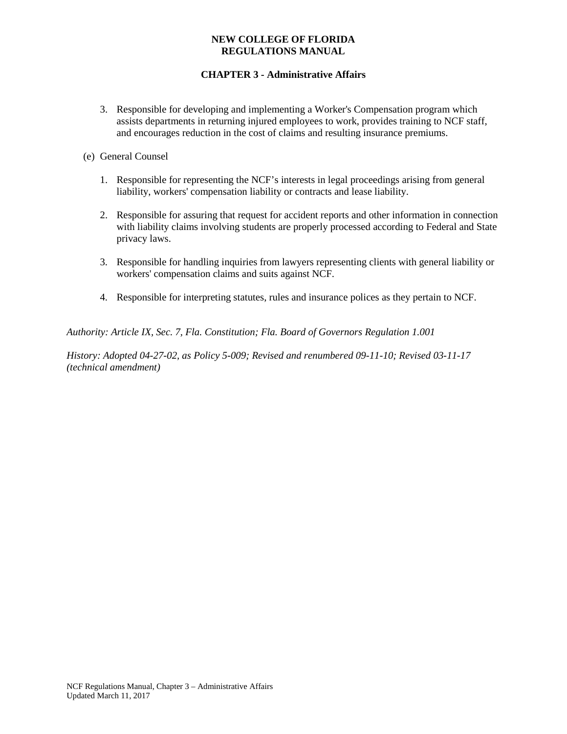3. Responsible for developing and implementing a Worker's Compensation program which assists departments in returning injured employees to work, provides training to NCF staff, and encourages reduction in the cost of claims and resulting insurance premiums.

(e) General Counsel

1. Responsible for representing the NCF's interests in legal proceedings arising from general liability, workers' compensation liability or contracts and lease liability.

2. Responsible for assuring that request for accident reports and other information in connection with liability claims involving students are properly processed according to Federal and State privacy laws.

3. Responsible for handling inquiries from lawyers representing clients with general liability or workers' compensation claims and suits against NCF.

4. Responsible for interpreting statutes, rules and insurance polices as they pertain to NCF.

*Authority: Article IX, Sec. 7, Fla. Constitution; Fla. Board of Governors Regulation 1.001*

*History: Adopted 04-27-02, as Policy 5-009; Revised and renumbered 09-11-10; Revised 03-11-17 (technical amendment)*